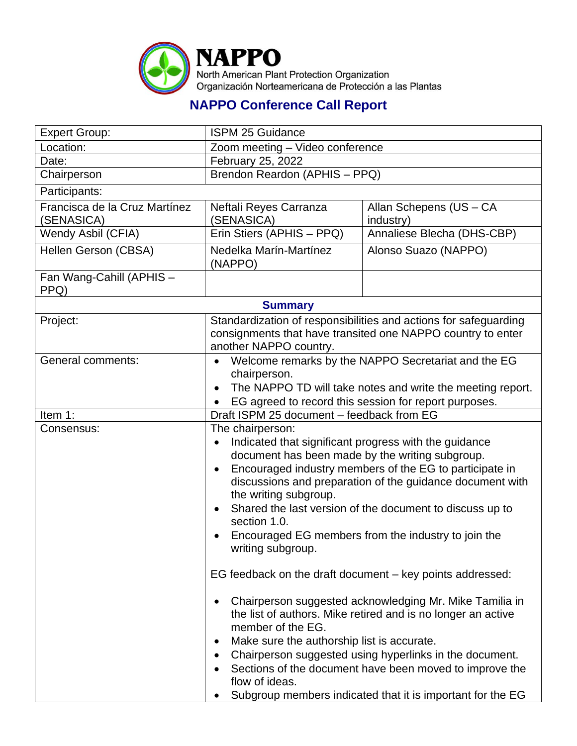**NAPPO**
North American Plant Protection Organization
Organización Norteamericana de Protección a las Plantas

# NAPPO Conference Call Report

| | | |
|---|---|---|
| Expert Group: | ISPM 25 Guidance | |
| Location: | Zoom meeting – Video conference | |
| Date: | February 25, 2022 | |
| Chairperson | Brendon Reardon (APHIS – PPQ) | |
| Participants: | | |
| Francisca de la Cruz Martínez (SENASICA) | Neftali Reyes Carranza (SENASICA) | Allan Schepens (US – CA industry) |
| Wendy Asbil (CFIA) | Erin Stiers (APHIS – PPQ) | Annaliese Blecha (DHS-CBP) |
| Hellen Gerson (CBSA) | Nedelka Marín-Martínez (NAPPO) | Alonso Suazo (NAPPO) |
| Fan Wang-Cahill (APHIS – PPQ) | | |
| **Summary** | | |
| Project: | Standardization of responsibilities and actions for safeguarding consignments that have transited one NAPPO country to enter another NAPPO country. | |
| General comments: | • Welcome remarks by the NAPPO Secretariat and the EG chairperson.<br>• The NAPPO TD will take notes and write the meeting report.<br>• EG agreed to record this session for report purposes. | |
| Item 1: | Draft ISPM 25 document – feedback from EG | |
| Consensus: | The chairperson:<br>• Indicated that significant progress with the guidance document has been made by the writing subgroup.<br>• Encouraged industry members of the EG to participate in discussions and preparation of the guidance document with the writing subgroup.<br>• Shared the last version of the document to discuss up to section 1.0.<br>• Encouraged EG members from the industry to join the writing subgroup.<br><br>EG feedback on the draft document – key points addressed:<br><br>• Chairperson suggested acknowledging Mr. Mike Tamilia in the list of authors. Mike retired and is no longer an active member of the EG.<br>• Make sure the authorship list is accurate.<br>• Chairperson suggested using hyperlinks in the document.<br>• Sections of the document have been moved to improve the flow of ideas.<br>• Subgroup members indicated that it is important for the EG | |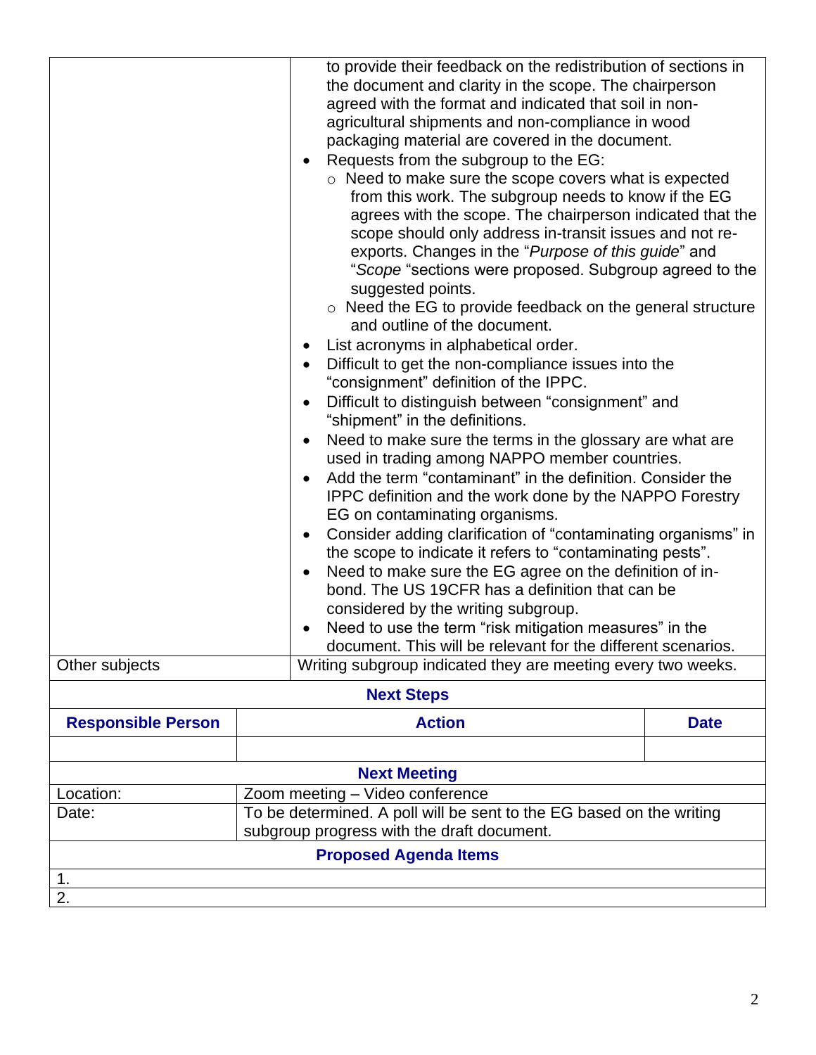| | |
|---|---|
| | to provide their feedback on the redistribution of sections in the document and clarity in the scope. The chairperson agreed with the format and indicated that soil in non-agricultural shipments and non-compliance in wood packaging material are covered in the document.<br>• Requests from the subgroup to the EG:<br>  ○ Need to make sure the scope covers what is expected from this work. The subgroup needs to know if the EG agrees with the scope. The chairperson indicated that the scope should only address in-transit issues and not re-exports. Changes in the "*Purpose of this guide*" and "*Scope* "sections were proposed. Subgroup agreed to the suggested points.<br>  ○ Need the EG to provide feedback on the general structure and outline of the document.<br>• List acronyms in alphabetical order.<br>• Difficult to get the non-compliance issues into the "consignment" definition of the IPPC.<br>• Difficult to distinguish between "consignment" and "shipment" in the definitions.<br>• Need to make sure the terms in the glossary are what are used in trading among NAPPO member countries.<br>• Add the term "contaminant" in the definition. Consider the IPPC definition and the work done by the NAPPO Forestry EG on contaminating organisms.<br>• Consider adding clarification of "contaminating organisms" in the scope to indicate it refers to "contaminating pests".<br>• Need to make sure the EG agree on the definition of in-bond. The US 19CFR has a definition that can be considered by the writing subgroup.<br>• Need to use the term "risk mitigation measures" in the document. This will be relevant for the different scenarios. |
| Other subjects | Writing subgroup indicated they are meeting every two weeks. |

**Next Steps**

| Responsible Person | Action | Date |
|---|---|---|
| | | |

**Next Meeting**

| | |
|---|---|
| Location: | Zoom meeting – Video conference |
| Date: | To be determined. A poll will be sent to the EG based on the writing subgroup progress with the draft document. |

**Proposed Agenda Items**

1.
2.